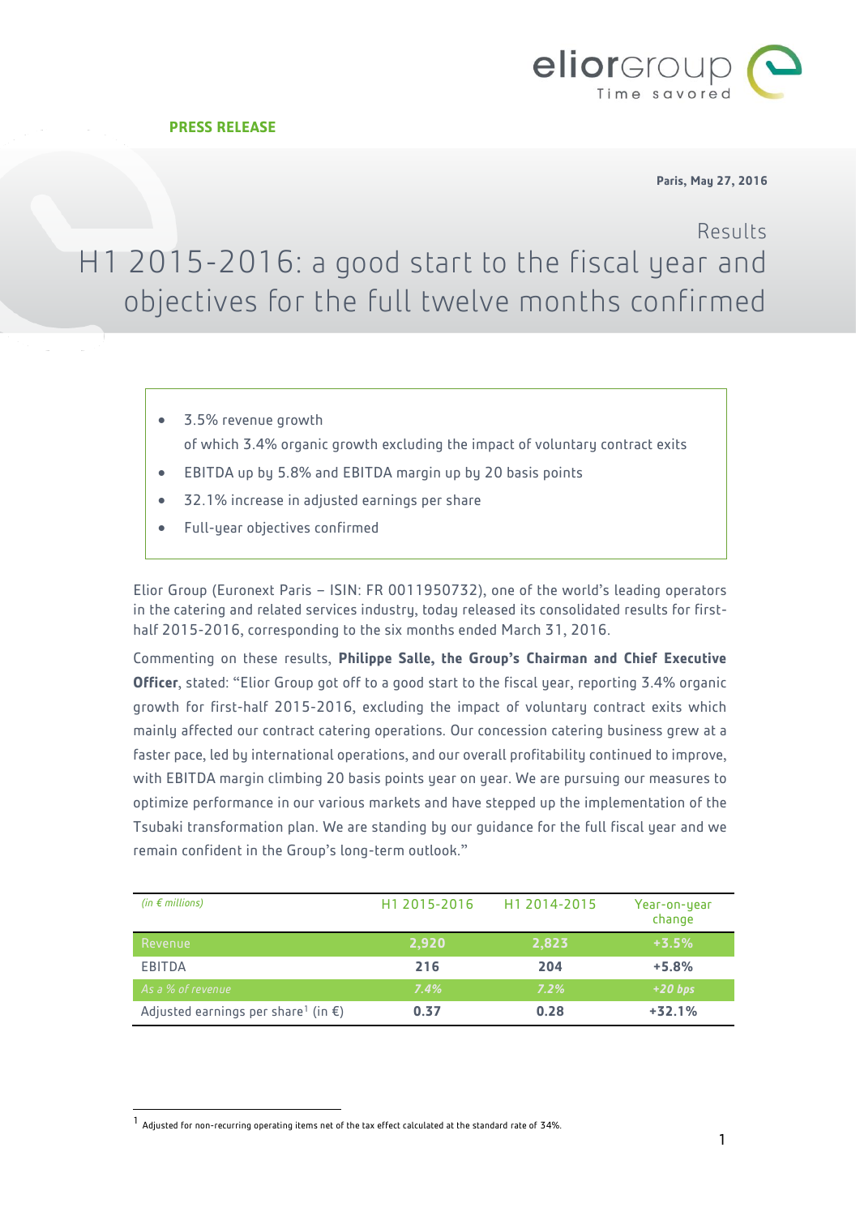**PRESS RELEASE**

**Paris, May 27, 2016**

Results

# H1 2015-2016: a good start to the fiscal year and objectives for the full twelve months confirmed

- 3.5% revenue growth
  of which 3.4% organic growth excluding the impact of voluntary contract exits
- EBITDA up by 5.8% and EBITDA margin up by 20 basis points
- 32.1% increase in adjusted earnings per share
- Full-year objectives confirmed

Elior Group (Euronext Paris – ISIN: FR 0011950732), one of the world's leading operators in the catering and related services industry, today released its consolidated results for first-half 2015-2016, corresponding to the six months ended March 31, 2016.

Commenting on these results, **Philippe Salle, the Group's Chairman and Chief Executive Officer**, stated: "Elior Group got off to a good start to the fiscal year, reporting 3.4% organic growth for first-half 2015-2016, excluding the impact of voluntary contract exits which mainly affected our contract catering operations. Our concession catering business grew at a faster pace, led by international operations, and our overall profitability continued to improve, with EBITDA margin climbing 20 basis points year on year. We are pursuing our measures to optimize performance in our various markets and have stepped up the implementation of the Tsubaki transformation plan. We are standing by our guidance for the full fiscal year and we remain confident in the Group's long-term outlook."

| *(in € millions)* | H1 2015-2016 | H1 2014-2015 | Year-on-year change |
|---|---|---|---|
| Revenue | 2,920 | 2,823 | +3.5% |
| EBITDA | **216** | **204** | **+5.8%** |
| *As a % of revenue* | *7.4%* | *7.2%* | *+20 bps* |
| Adjusted earnings per share[1] (in €) | **0.37** | **0.28** | **+32.1%** |

[1] Adjusted for non-recurring operating items net of the tax effect calculated at the standard rate of 34%.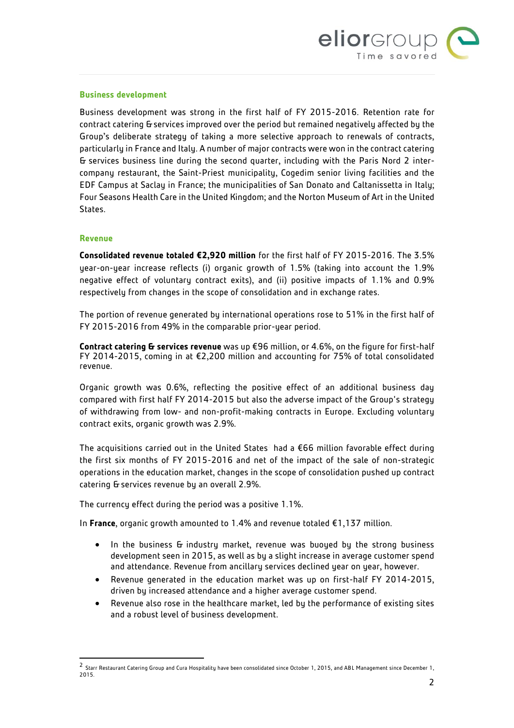## Business development

Business development was strong in the first half of FY 2015-2016. Retention rate for contract catering & services improved over the period but remained negatively affected by the Group's deliberate strategy of taking a more selective approach to renewals of contracts, particularly in France and Italy. A number of major contracts were won in the contract catering & services business line during the second quarter, including with the Paris Nord 2 inter-company restaurant, the Saint-Priest municipality, Cogedim senior living facilities and the EDF Campus at Saclay in France; the municipalities of San Donato and Caltanissetta in Italy; Four Seasons Health Care in the United Kingdom; and the Norton Museum of Art in the United States.

## Revenue

**Consolidated revenue totaled €2,920 million** for the first half of FY 2015-2016. The 3.5% year-on-year increase reflects (i) organic growth of 1.5% (taking into account the 1.9% negative effect of voluntary contract exits), and (ii) positive impacts of 1.1% and 0.9% respectively from changes in the scope of consolidation and in exchange rates.

The portion of revenue generated by international operations rose to 51% in the first half of FY 2015-2016 from 49% in the comparable prior-year period.

**Contract catering & services revenue** was up €96 million, or 4.6%, on the figure for first-half FY 2014-2015, coming in at €2,200 million and accounting for 75% of total consolidated revenue.

Organic growth was 0.6%, reflecting the positive effect of an additional business day compared with first half FY 2014-2015 but also the adverse impact of the Group's strategy of withdrawing from low- and non-profit-making contracts in Europe. Excluding voluntary contract exits, organic growth was 2.9%.

The acquisitions carried out in the United States had a €66 million favorable effect during the first six months of FY 2015-2016 and net of the impact of the sale of non-strategic operations in the education market, changes in the scope of consolidation pushed up contract catering & services revenue by an overall 2.9%.

The currency effect during the period was a positive 1.1%.

In **France**, organic growth amounted to 1.4% and revenue totaled €1,137 million.

- In the business & industry market, revenue was buoyed by the strong business development seen in 2015, as well as by a slight increase in average customer spend and attendance. Revenue from ancillary services declined year on year, however.
- Revenue generated in the education market was up on first-half FY 2014-2015, driven by increased attendance and a higher average customer spend.
- Revenue also rose in the healthcare market, led by the performance of existing sites and a robust level of business development.

---

[2] Starr Restaurant Catering Group and Cura Hospitality have been consolidated since October 1, 2015, and ABL Management since December 1, 2015.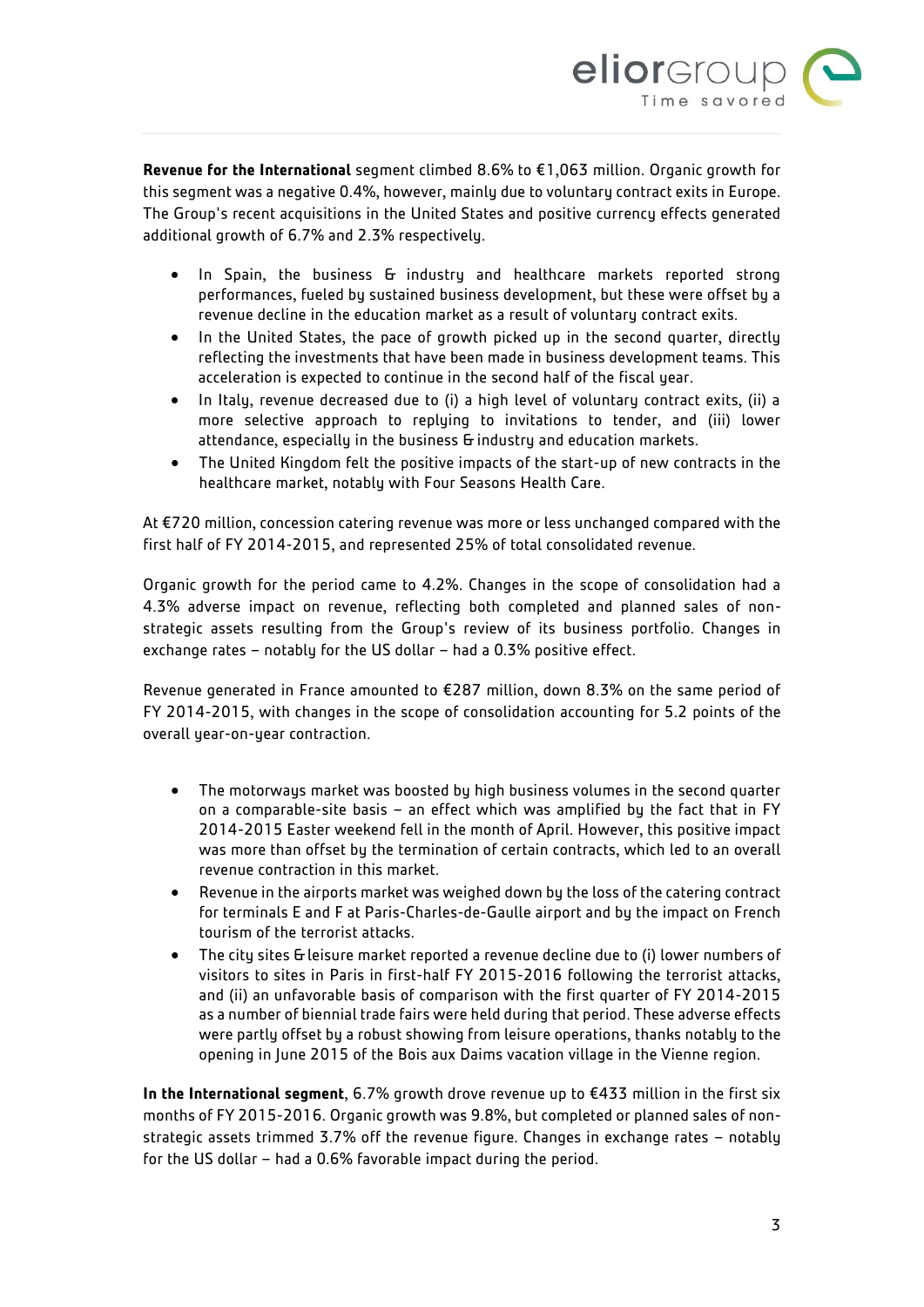**Revenue for the International** segment climbed 8.6% to €1,063 million. Organic growth for this segment was a negative 0.4%, however, mainly due to voluntary contract exits in Europe. The Group's recent acquisitions in the United States and positive currency effects generated additional growth of 6.7% and 2.3% respectively.

- In Spain, the business & industry and healthcare markets reported strong performances, fueled by sustained business development, but these were offset by a revenue decline in the education market as a result of voluntary contract exits.
- In the United States, the pace of growth picked up in the second quarter, directly reflecting the investments that have been made in business development teams. This acceleration is expected to continue in the second half of the fiscal year.
- In Italy, revenue decreased due to (i) a high level of voluntary contract exits, (ii) a more selective approach to replying to invitations to tender, and (iii) lower attendance, especially in the business & industry and education markets.
- The United Kingdom felt the positive impacts of the start-up of new contracts in the healthcare market, notably with Four Seasons Health Care.

At €720 million, concession catering revenue was more or less unchanged compared with the first half of FY 2014-2015, and represented 25% of total consolidated revenue.

Organic growth for the period came to 4.2%. Changes in the scope of consolidation had a 4.3% adverse impact on revenue, reflecting both completed and planned sales of non-strategic assets resulting from the Group's review of its business portfolio. Changes in exchange rates – notably for the US dollar – had a 0.3% positive effect.

Revenue generated in France amounted to €287 million, down 8.3% on the same period of FY 2014-2015, with changes in the scope of consolidation accounting for 5.2 points of the overall year-on-year contraction.

- The motorways market was boosted by high business volumes in the second quarter on a comparable-site basis – an effect which was amplified by the fact that in FY 2014-2015 Easter weekend fell in the month of April. However, this positive impact was more than offset by the termination of certain contracts, which led to an overall revenue contraction in this market.
- Revenue in the airports market was weighed down by the loss of the catering contract for terminals E and F at Paris-Charles-de-Gaulle airport and by the impact on French tourism of the terrorist attacks.
- The city sites & leisure market reported a revenue decline due to (i) lower numbers of visitors to sites in Paris in first-half FY 2015-2016 following the terrorist attacks, and (ii) an unfavorable basis of comparison with the first quarter of FY 2014-2015 as a number of biennial trade fairs were held during that period. These adverse effects were partly offset by a robust showing from leisure operations, thanks notably to the opening in June 2015 of the Bois aux Daims vacation village in the Vienne region.

**In the International segment**, 6.7% growth drove revenue up to €433 million in the first six months of FY 2015-2016. Organic growth was 9.8%, but completed or planned sales of non-strategic assets trimmed 3.7% off the revenue figure. Changes in exchange rates – notably for the US dollar – had a 0.6% favorable impact during the period.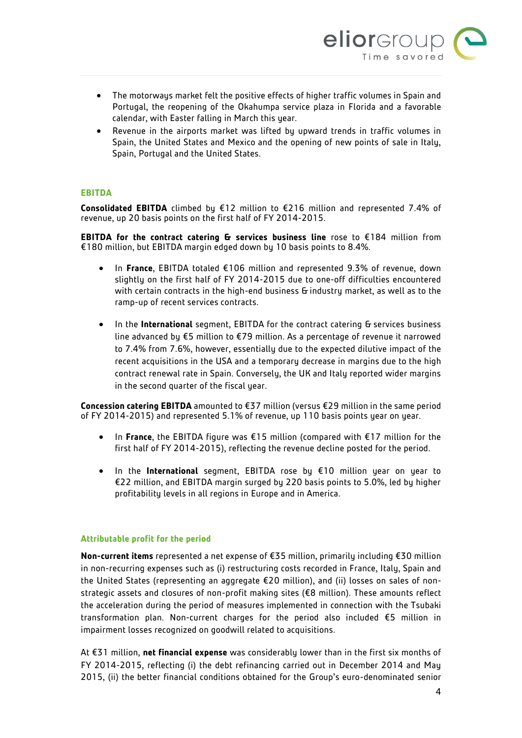- The motorways market felt the positive effects of higher traffic volumes in Spain and Portugal, the reopening of the Okahumpa service plaza in Florida and a favorable calendar, with Easter falling in March this year.
- Revenue in the airports market was lifted by upward trends in traffic volumes in Spain, the United States and Mexico and the opening of new points of sale in Italy, Spain, Portugal and the United States.

## EBITDA

**Consolidated EBITDA** climbed by €12 million to €216 million and represented 7.4% of revenue, up 20 basis points on the first half of FY 2014-2015.

**EBITDA for the contract catering & services business line** rose to €184 million from €180 million, but EBITDA margin edged down by 10 basis points to 8.4%.

- In **France**, EBITDA totaled €106 million and represented 9.3% of revenue, down slightly on the first half of FY 2014-2015 due to one-off difficulties encountered with certain contracts in the high-end business & industry market, as well as to the ramp-up of recent services contracts.

- In the **International** segment, EBITDA for the contract catering & services business line advanced by €5 million to €79 million. As a percentage of revenue it narrowed to 7.4% from 7.6%, however, essentially due to the expected dilutive impact of the recent acquisitions in the USA and a temporary decrease in margins due to the high contract renewal rate in Spain. Conversely, the UK and Italy reported wider margins in the second quarter of the fiscal year.

**Concession catering EBITDA** amounted to €37 million (versus €29 million in the same period of FY 2014-2015) and represented 5.1% of revenue, up 110 basis points year on year.

- In **France**, the EBITDA figure was €15 million (compared with €17 million for the first half of FY 2014-2015), reflecting the revenue decline posted for the period.

- In the **International** segment, EBITDA rose by €10 million year on year to €22 million, and EBITDA margin surged by 220 basis points to 5.0%, led by higher profitability levels in all regions in Europe and in America.

## Attributable profit for the period

**Non-current items** represented a net expense of €35 million, primarily including €30 million in non-recurring expenses such as (i) restructuring costs recorded in France, Italy, Spain and the United States (representing an aggregate €20 million), and (ii) losses on sales of non-strategic assets and closures of non-profit making sites (€8 million). These amounts reflect the acceleration during the period of measures implemented in connection with the Tsubaki transformation plan. Non-current charges for the period also included €5 million in impairment losses recognized on goodwill related to acquisitions.

At €31 million, **net financial expense** was considerably lower than in the first six months of FY 2014-2015, reflecting (i) the debt refinancing carried out in December 2014 and May 2015, (ii) the better financial conditions obtained for the Group's euro-denominated senior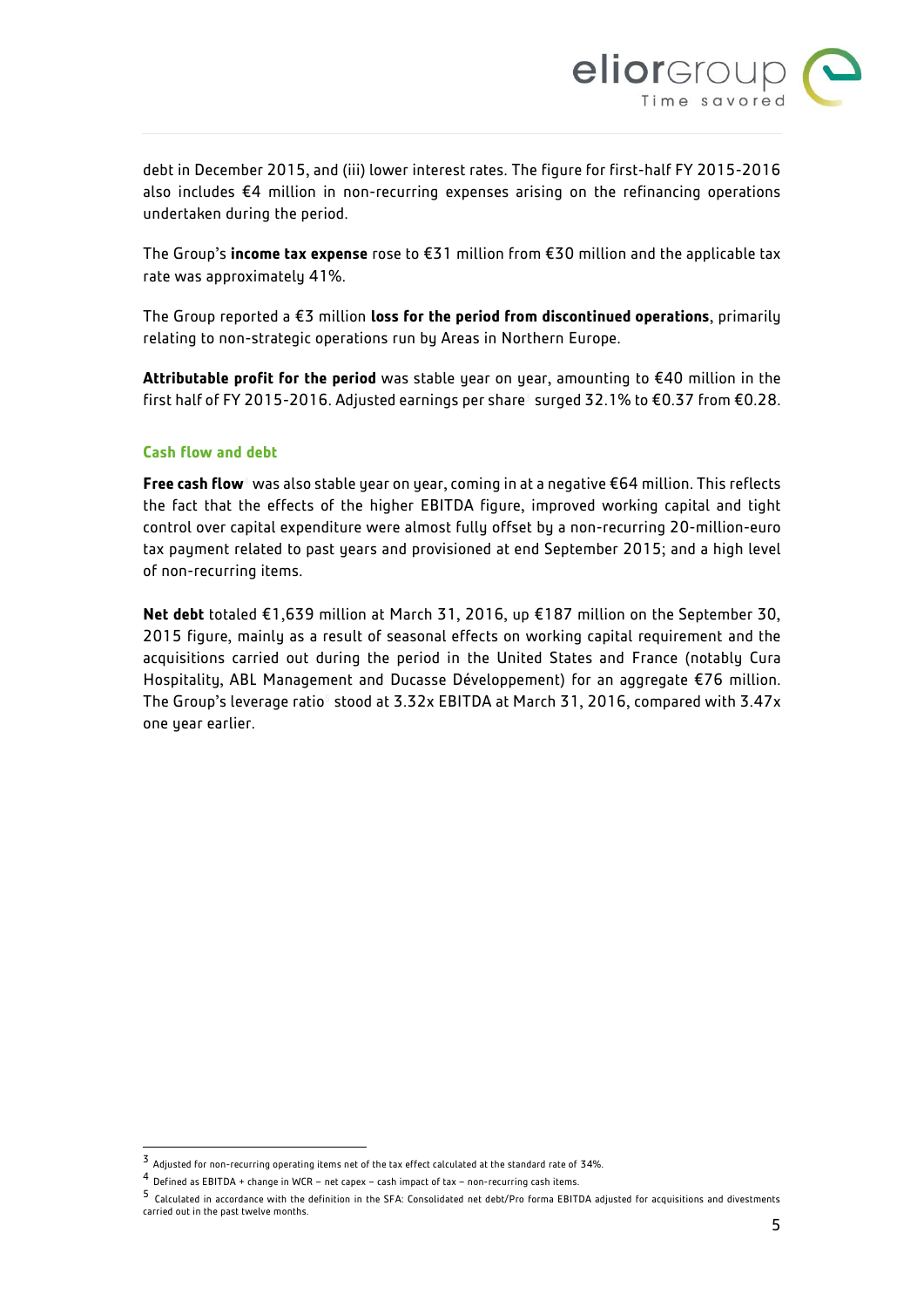debt in December 2015, and (iii) lower interest rates. The figure for first-half FY 2015-2016 also includes €4 million in non-recurring expenses arising on the refinancing operations undertaken during the period.

The Group's **income tax expense** rose to €31 million from €30 million and the applicable tax rate was approximately 41%.

The Group reported a €3 million **loss for the period from discontinued operations**, primarily relating to non-strategic operations run by Areas in Northern Europe.

**Attributable profit for the period** was stable year on year, amounting to €40 million in the first half of FY 2015-2016. Adjusted earnings per share[3] surged 32.1% to €0.37 from €0.28.

## Cash flow and debt

**Free cash flow**[4] was also stable year on year, coming in at a negative €64 million. This reflects the fact that the effects of the higher EBITDA figure, improved working capital and tight control over capital expenditure were almost fully offset by a non-recurring 20-million-euro tax payment related to past years and provisioned at end September 2015; and a high level of non-recurring items.

**Net debt** totaled €1,639 million at March 31, 2016, up €187 million on the September 30, 2015 figure, mainly as a result of seasonal effects on working capital requirement and the acquisitions carried out during the period in the United States and France (notably Cura Hospitality, ABL Management and Ducasse Développement) for an aggregate €76 million. The Group's leverage ratio[5] stood at 3.32x EBITDA at March 31, 2016, compared with 3.47x one year earlier.

---

[3] Adjusted for non-recurring operating items net of the tax effect calculated at the standard rate of 34%.

[4] Defined as EBITDA + change in WCR – net capex – cash impact of tax – non-recurring cash items.

[5] Calculated in accordance with the definition in the SFA: Consolidated net debt/Pro forma EBITDA adjusted for acquisitions and divestments carried out in the past twelve months.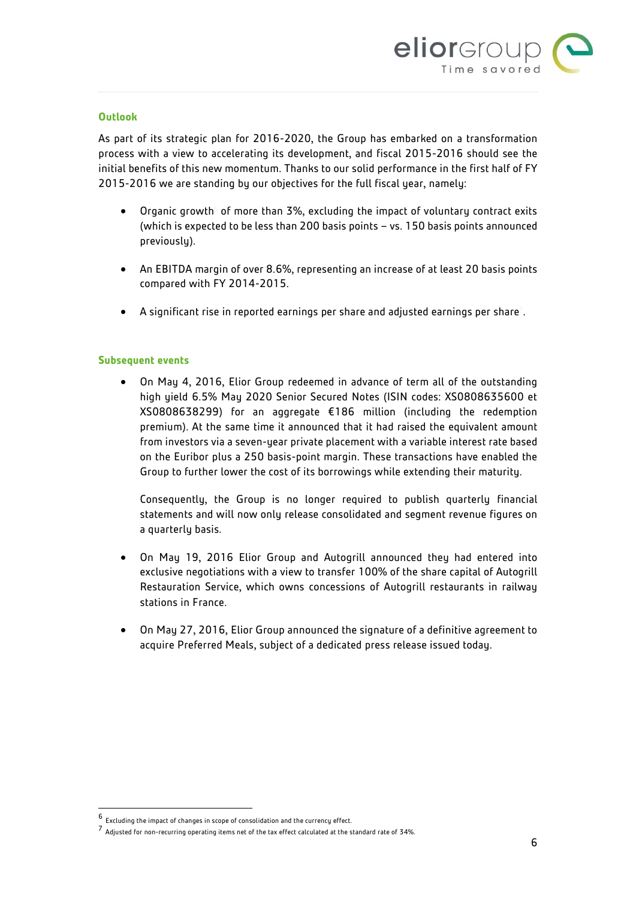## Outlook

As part of its strategic plan for 2016-2020, the Group has embarked on a transformation process with a view to accelerating its development, and fiscal 2015-2016 should see the initial benefits of this new momentum. Thanks to our solid performance in the first half of FY 2015-2016 we are standing by our objectives for the full fiscal year, namely:

- Organic growth[6] of more than 3%, excluding the impact of voluntary contract exits (which is expected to be less than 200 basis points – vs. 150 basis points announced previously).
- An EBITDA margin of over 8.6%, representing an increase of at least 20 basis points compared with FY 2014-2015.
- A significant rise in reported earnings per share and adjusted earnings per share[7].

## Subsequent events

- On May 4, 2016, Elior Group redeemed in advance of term all of the outstanding high yield 6.5% May 2020 Senior Secured Notes (ISIN codes: XS0808635600 et XS0808638299) for an aggregate €186 million (including the redemption premium). At the same time it announced that it had raised the equivalent amount from investors via a seven-year private placement with a variable interest rate based on the Euribor plus a 250 basis-point margin. These transactions have enabled the Group to further lower the cost of its borrowings while extending their maturity.

  Consequently, the Group is no longer required to publish quarterly financial statements and will now only release consolidated and segment revenue figures on a quarterly basis.

- On May 19, 2016 Elior Group and Autogrill announced they had entered into exclusive negotiations with a view to transfer 100% of the share capital of Autogrill Restauration Service, which owns concessions of Autogrill restaurants in railway stations in France.
- On May 27, 2016, Elior Group announced the signature of a definitive agreement to acquire Preferred Meals, subject of a dedicated press release issued today.

---

[6] Excluding the impact of changes in scope of consolidation and the currency effect.

[7] Adjusted for non-recurring operating items net of the tax effect calculated at the standard rate of 34%.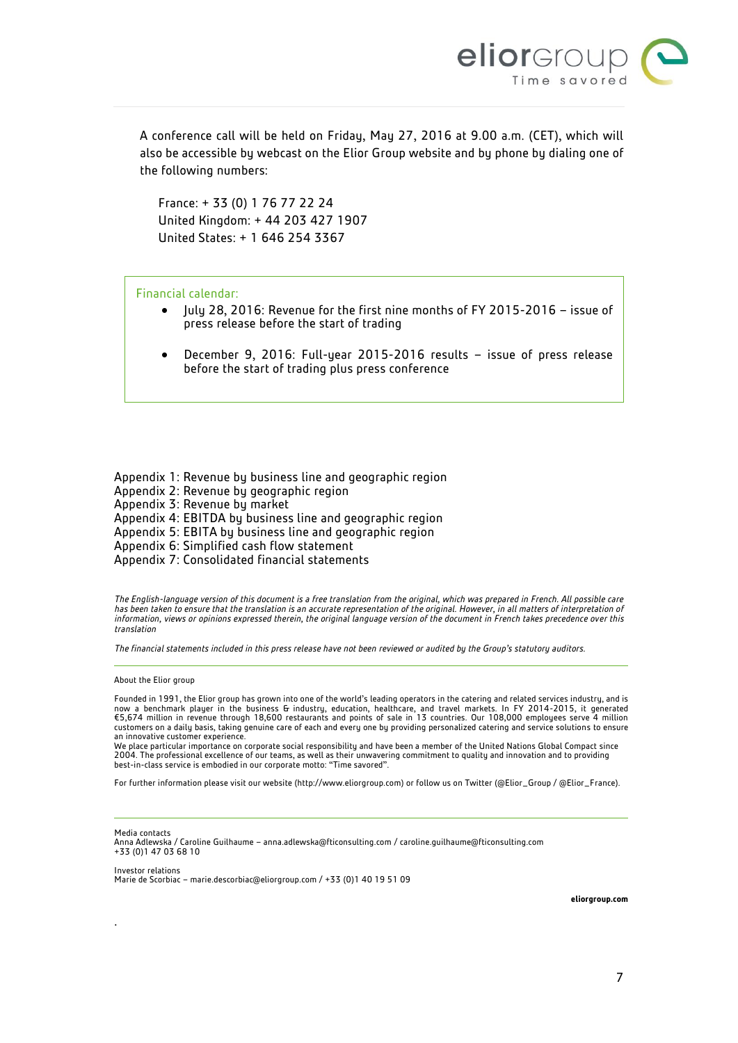A conference call will be held on Friday, May 27, 2016 at 9.00 a.m. (CET), which will also be accessible by webcast on the Elior Group website and by phone by dialing one of the following numbers:

France: + 33 (0) 1 76 77 22 24
United Kingdom: + 44 203 427 1907
United States: + 1 646 254 3367

Financial calendar:

- July 28, 2016: Revenue for the first nine months of FY 2015-2016 – issue of press release before the start of trading
- December 9, 2016: Full-year 2015-2016 results – issue of press release before the start of trading plus press conference

Appendix 1: Revenue by business line and geographic region
Appendix 2: Revenue by geographic region
Appendix 3: Revenue by market
Appendix 4: EBITDA by business line and geographic region
Appendix 5: EBITA by business line and geographic region
Appendix 6: Simplified cash flow statement
Appendix 7: Consolidated financial statements

*The English-language version of this document is a free translation from the original, which was prepared in French. All possible care has been taken to ensure that the translation is an accurate representation of the original. However, in all matters of interpretation of information, views or opinions expressed therein, the original language version of the document in French takes precedence over this translation*

*The financial statements included in this press release have not been reviewed or audited by the Group's statutory auditors.*

---

About the Elior group

Founded in 1991, the Elior group has grown into one of the world's leading operators in the catering and related services industry, and is now a benchmark player in the business & industry, education, healthcare, and travel markets. In FY 2014-2015, it generated €5,674 million in revenue through 18,600 restaurants and points of sale in 13 countries. Our 108,000 employees serve 4 million customers on a daily basis, taking genuine care of each and every one by providing personalized catering and service solutions to ensure an innovative customer experience.
We place particular importance on corporate social responsibility and have been a member of the United Nations Global Compact since 2004. The professional excellence of our teams, as well as their unwavering commitment to quality and innovation and to providing best-in-class service is embodied in our corporate motto: "Time savored".

For further information please visit our website (http://www.eliorgroup.com) or follow us on Twitter (@Elior_Group / @Elior_France).

---

Media contacts
Anna Adlewska / Caroline Guilhaume – anna.adlewska@fticonsulting.com / caroline.guilhaume@fticonsulting.com
+33 (0)1 47 03 68 10

Investor relations
Marie de Scorbiac – marie.descorbiac@eliorgroup.com / +33 (0)1 40 19 51 09

**eliorgroup.com**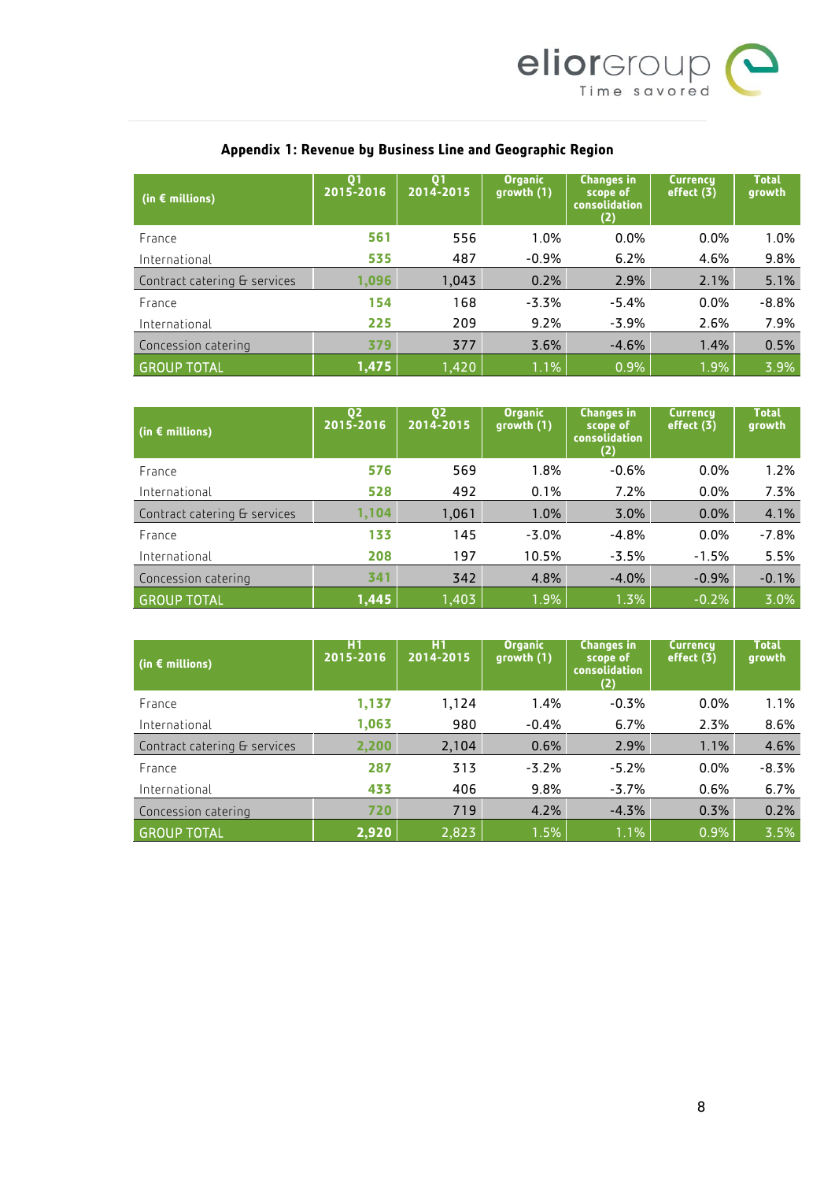## Appendix 1: Revenue by Business Line and Geographic Region

| (in € millions) | Q1 2015-2016 | Q1 2014-2015 | Organic growth (1) | Changes in scope of consolidation (2) | Currency effect (3) | Total growth |
|---|---|---|---|---|---|---|
| France | 561 | 556 | 1.0% | 0.0% | 0.0% | 1.0% |
| International | 535 | 487 | -0.9% | 6.2% | 4.6% | 9.8% |
| Contract catering & services | 1,096 | 1,043 | 0.2% | 2.9% | 2.1% | 5.1% |
| France | 154 | 168 | -3.3% | -5.4% | 0.0% | -8.8% |
| International | 225 | 209 | 9.2% | -3.9% | 2.6% | 7.9% |
| Concession catering | 379 | 377 | 3.6% | -4.6% | 1.4% | 0.5% |
| GROUP TOTAL | 1,475 | 1,420 | 1.1% | 0.9% | 1.9% | 3.9% |

| (in € millions) | Q2 2015-2016 | Q2 2014-2015 | Organic growth (1) | Changes in scope of consolidation (2) | Currency effect (3) | Total growth |
|---|---|---|---|---|---|---|
| France | 576 | 569 | 1.8% | -0.6% | 0.0% | 1.2% |
| International | 528 | 492 | 0.1% | 7.2% | 0.0% | 7.3% |
| Contract catering & services | 1,104 | 1,061 | 1.0% | 3.0% | 0.0% | 4.1% |
| France | 133 | 145 | -3.0% | -4.8% | 0.0% | -7.8% |
| International | 208 | 197 | 10.5% | -3.5% | -1.5% | 5.5% |
| Concession catering | 341 | 342 | 4.8% | -4.0% | -0.9% | -0.1% |
| GROUP TOTAL | 1,445 | 1,403 | 1.9% | 1.3% | -0.2% | 3.0% |

| (in € millions) | H1 2015-2016 | H1 2014-2015 | Organic growth (1) | Changes in scope of consolidation (2) | Currency effect (3) | Total growth |
|---|---|---|---|---|---|---|
| France | 1,137 | 1,124 | 1.4% | -0.3% | 0.0% | 1.1% |
| International | 1,063 | 980 | -0.4% | 6.7% | 2.3% | 8.6% |
| Contract catering & services | 2,200 | 2,104 | 0.6% | 2.9% | 1.1% | 4.6% |
| France | 287 | 313 | -3.2% | -5.2% | 0.0% | -8.3% |
| International | 433 | 406 | 9.8% | -3.7% | 0.6% | 6.7% |
| Concession catering | 720 | 719 | 4.2% | -4.3% | 0.3% | 0.2% |
| GROUP TOTAL | 2,920 | 2,823 | 1.5% | 1.1% | 0.9% | 3.5% |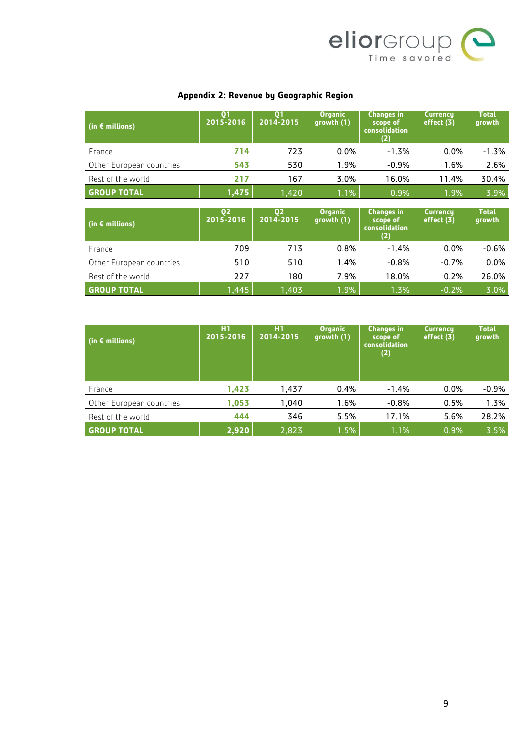## Appendix 2: Revenue by Geographic Region

| (in € millions) | Q1 2015-2016 | Q1 2014-2015 | Organic growth (1) | Changes in scope of consolidation (2) | Currency effect (3) | Total growth |
|---|---|---|---|---|---|---|
| France | **714** | 723 | 0.0% | -1.3% | 0.0% | -1.3% |
| Other European countries | **543** | 530 | 1.9% | -0.9% | 1.6% | 2.6% |
| Rest of the world | **217** | 167 | 3.0% | 16.0% | 11.4% | 30.4% |
| **GROUP TOTAL** | **1,475** | 1,420 | 1.1% | 0.9% | 1.9% | 3.9% |

| (in € millions) | Q2 2015-2016 | Q2 2014-2015 | Organic growth (1) | Changes in scope of consolidation (2) | Currency effect (3) | Total growth |
|---|---|---|---|---|---|---|
| France | 709 | 713 | 0.8% | -1.4% | 0.0% | -0.6% |
| Other European countries | 510 | 510 | 1.4% | -0.8% | -0.7% | 0.0% |
| Rest of the world | 227 | 180 | 7.9% | 18.0% | 0.2% | 26.0% |
| **GROUP TOTAL** | 1,445 | 1,403 | 1.9% | 1.3% | -0.2% | 3.0% |

| (in € millions) | H1 2015-2016 | H1 2014-2015 | Organic growth (1) | Changes in scope of consolidation (2) | Currency effect (3) | Total growth |
|---|---|---|---|---|---|---|
| France | **1,423** | 1,437 | 0.4% | -1.4% | 0.0% | -0.9% |
| Other European countries | **1,053** | 1,040 | 1.6% | -0.8% | 0.5% | 1.3% |
| Rest of the world | **444** | 346 | 5.5% | 17.1% | 5.6% | 28.2% |
| **GROUP TOTAL** | **2,920** | 2,823 | 1.5% | 1.1% | 0.9% | 3.5% |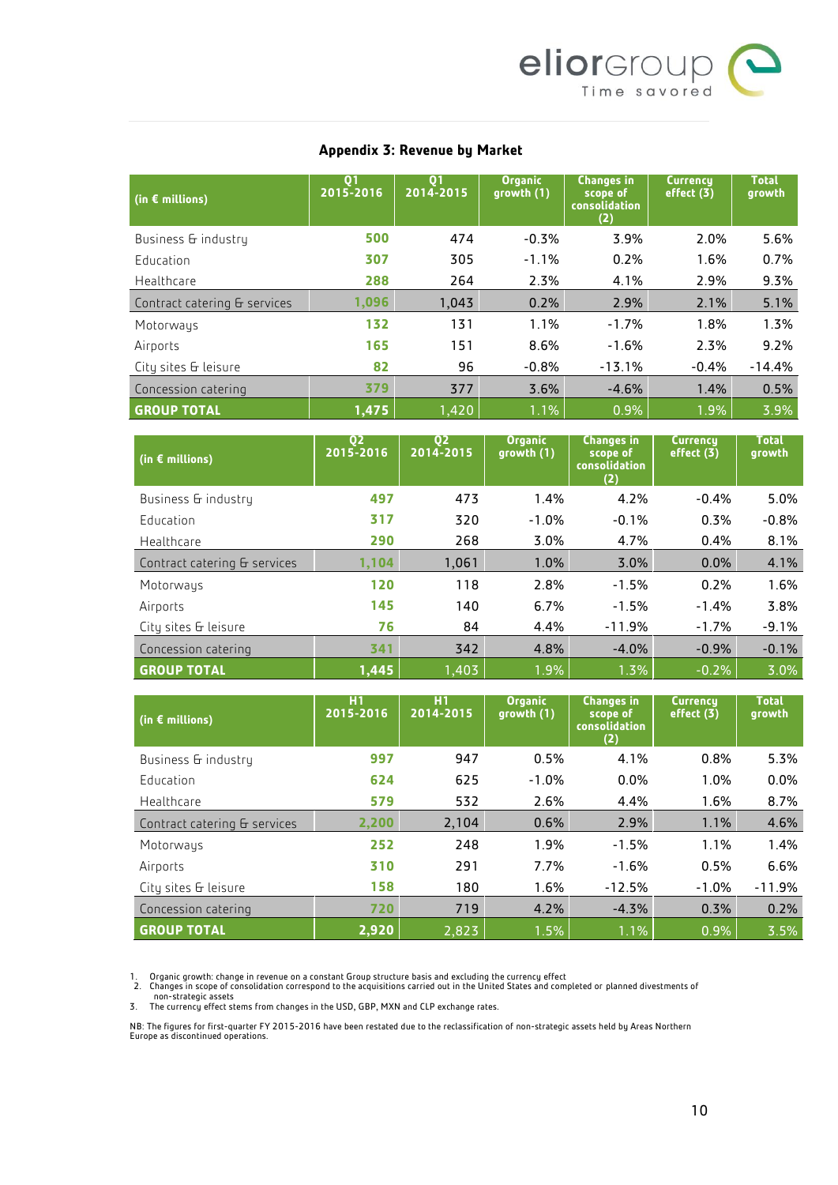## Appendix 3: Revenue by Market

| (in € millions) | Q1 2015-2016 | Q1 2014-2015 | Organic growth (1) | Changes in scope of consolidation (2) | Currency effect (3) | Total growth |
|---|---|---|---|---|---|---|
| Business & industry | **500** | 474 | -0.3% | 3.9% | 2.0% | 5.6% |
| Education | **307** | 305 | -1.1% | 0.2% | 1.6% | 0.7% |
| Healthcare | **288** | 264 | 2.3% | 4.1% | 2.9% | 9.3% |
| Contract catering & services | **1,096** | 1,043 | 0.2% | 2.9% | 2.1% | 5.1% |
| Motorways | **132** | 131 | 1.1% | -1.7% | 1.8% | 1.3% |
| Airports | **165** | 151 | 8.6% | -1.6% | 2.3% | 9.2% |
| City sites & leisure | **82** | 96 | -0.8% | -13.1% | -0.4% | -14.4% |
| Concession catering | **379** | 377 | 3.6% | -4.6% | 1.4% | 0.5% |
| **GROUP TOTAL** | **1,475** | 1,420 | 1.1% | 0.9% | 1.9% | 3.9% |

| (in € millions) | Q2 2015-2016 | Q2 2014-2015 | Organic growth (1) | Changes in scope of consolidation (2) | Currency effect (3) | Total growth |
|---|---|---|---|---|---|---|
| Business & industry | **497** | 473 | 1.4% | 4.2% | -0.4% | 5.0% |
| Education | **317** | 320 | -1.0% | -0.1% | 0.3% | -0.8% |
| Healthcare | **290** | 268 | 3.0% | 4.7% | 0.4% | 8.1% |
| Contract catering & services | **1,104** | 1,061 | 1.0% | 3.0% | 0.0% | 4.1% |
| Motorways | **120** | 118 | 2.8% | -1.5% | 0.2% | 1.6% |
| Airports | **145** | 140 | 6.7% | -1.5% | -1.4% | 3.8% |
| City sites & leisure | **76** | 84 | 4.4% | -11.9% | -1.7% | -9.1% |
| Concession catering | **341** | 342 | 4.8% | -4.0% | -0.9% | -0.1% |
| **GROUP TOTAL** | **1,445** | 1,403 | 1.9% | 1.3% | -0.2% | 3.0% |

| (in € millions) | H1 2015-2016 | H1 2014-2015 | Organic growth (1) | Changes in scope of consolidation (2) | Currency effect (3) | Total growth |
|---|---|---|---|---|---|---|
| Business & industry | **997** | 947 | 0.5% | 4.1% | 0.8% | 5.3% |
| Education | **624** | 625 | -1.0% | 0.0% | 1.0% | 0.0% |
| Healthcare | **579** | 532 | 2.6% | 4.4% | 1.6% | 8.7% |
| Contract catering & services | **2,200** | 2,104 | 0.6% | 2.9% | 1.1% | 4.6% |
| Motorways | **252** | 248 | 1.9% | -1.5% | 1.1% | 1.4% |
| Airports | **310** | 291 | 7.7% | -1.6% | 0.5% | 6.6% |
| City sites & leisure | **158** | 180 | 1.6% | -12.5% | -1.0% | -11.9% |
| Concession catering | **720** | 719 | 4.2% | -4.3% | 0.3% | 0.2% |
| **GROUP TOTAL** | **2,920** | 2,823 | 1.5% | 1.1% | 0.9% | 3.5% |

1. Organic growth: change in revenue on a constant Group structure basis and excluding the currency effect
2. Changes in scope of consolidation correspond to the acquisitions carried out in the United States and completed or planned divestments of non-strategic assets
3. The currency effect stems from changes in the USD, GBP, MXN and CLP exchange rates.

NB: The figures for first-quarter FY 2015-2016 have been restated due to the reclassification of non-strategic assets held by Areas Northern Europe as discontinued operations.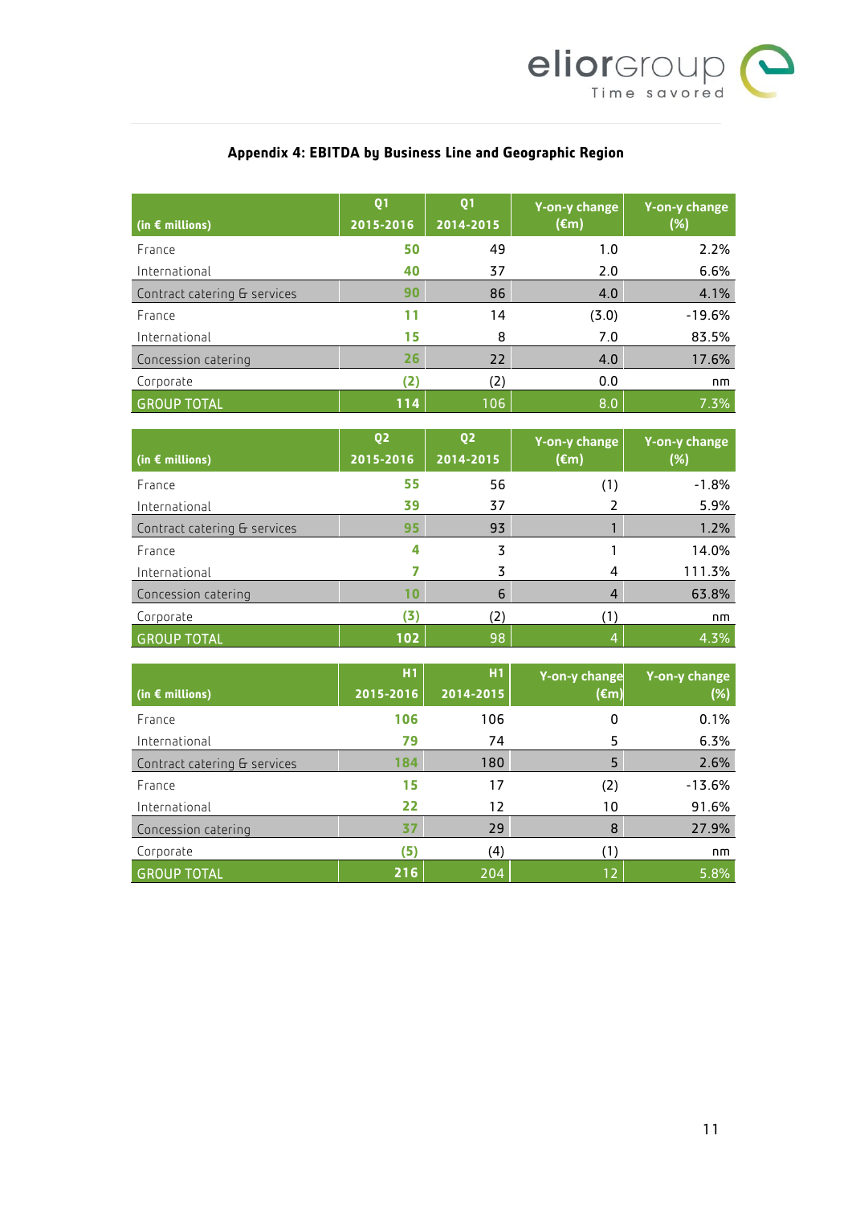## Appendix 4: EBITDA by Business Line and Geographic Region

| (in € millions) | Q1 2015-2016 | Q1 2014-2015 | Y-on-y change (€m) | Y-on-y change (%) |
|---|---|---|---|---|
| France | 50 | 49 | 1.0 | 2.2% |
| International | 40 | 37 | 2.0 | 6.6% |
| Contract catering & services | 90 | 86 | 4.0 | 4.1% |
| France | 11 | 14 | (3.0) | -19.6% |
| International | 15 | 8 | 7.0 | 83.5% |
| Concession catering | 26 | 22 | 4.0 | 17.6% |
| Corporate | (2) | (2) | 0.0 | nm |
| GROUP TOTAL | 114 | 106 | 8.0 | 7.3% |

| (in € millions) | Q2 2015-2016 | Q2 2014-2015 | Y-on-y change (€m) | Y-on-y change (%) |
|---|---|---|---|---|
| France | 55 | 56 | (1) | -1.8% |
| International | 39 | 37 | 2 | 5.9% |
| Contract catering & services | 95 | 93 | 1 | 1.2% |
| France | 4 | 3 | 1 | 14.0% |
| International | 7 | 3 | 4 | 111.3% |
| Concession catering | 10 | 6 | 4 | 63.8% |
| Corporate | (3) | (2) | (1) | nm |
| GROUP TOTAL | 102 | 98 | 4 | 4.3% |

| (in € millions) | H1 2015-2016 | H1 2014-2015 | Y-on-y change (€m) | Y-on-y change (%) |
|---|---|---|---|---|
| France | 106 | 106 | 0 | 0.1% |
| International | 79 | 74 | 5 | 6.3% |
| Contract catering & services | 184 | 180 | 5 | 2.6% |
| France | 15 | 17 | (2) | -13.6% |
| International | 22 | 12 | 10 | 91.6% |
| Concession catering | 37 | 29 | 8 | 27.9% |
| Corporate | (5) | (4) | (1) | nm |
| GROUP TOTAL | 216 | 204 | 12 | 5.8% |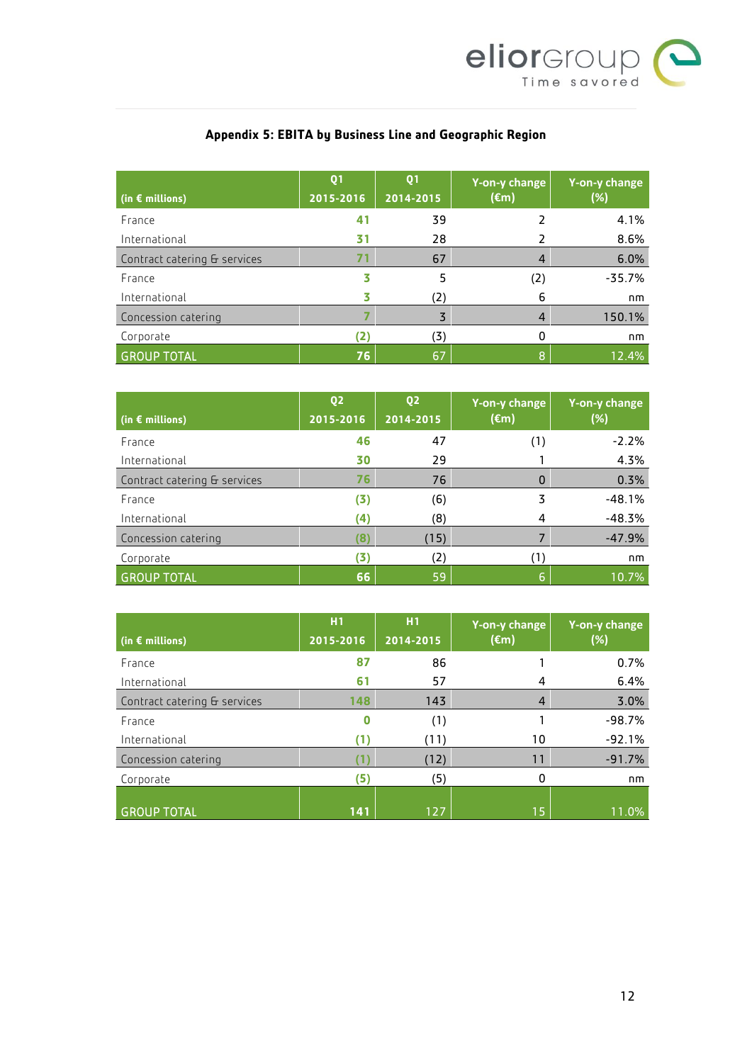## Appendix 5: EBITA by Business Line and Geographic Region

| (in € millions) | Q1 2015-2016 | Q1 2014-2015 | Y-on-y change (€m) | Y-on-y change (%) |
|---|---|---|---|---|
| France | 41 | 39 | 2 | 4.1% |
| International | 31 | 28 | 2 | 8.6% |
| Contract catering & services | 71 | 67 | 4 | 6.0% |
| France | 3 | 5 | (2) | -35.7% |
| International | 3 | (2) | 6 | nm |
| Concession catering | 7 | 3 | 4 | 150.1% |
| Corporate | (2) | (3) | 0 | nm |
| GROUP TOTAL | 76 | 67 | 8 | 12.4% |

| (in € millions) | Q2 2015-2016 | Q2 2014-2015 | Y-on-y change (€m) | Y-on-y change (%) |
|---|---|---|---|---|
| France | 46 | 47 | (1) | -2.2% |
| International | 30 | 29 | 1 | 4.3% |
| Contract catering & services | 76 | 76 | 0 | 0.3% |
| France | (3) | (6) | 3 | -48.1% |
| International | (4) | (8) | 4 | -48.3% |
| Concession catering | (8) | (15) | 7 | -47.9% |
| Corporate | (3) | (2) | (1) | nm |
| GROUP TOTAL | 66 | 59 | 6 | 10.7% |

| (in € millions) | H1 2015-2016 | H1 2014-2015 | Y-on-y change (€m) | Y-on-y change (%) |
|---|---|---|---|---|
| France | 87 | 86 | 1 | 0.7% |
| International | 61 | 57 | 4 | 6.4% |
| Contract catering & services | 148 | 143 | 4 | 3.0% |
| France | 0 | (1) | 1 | -98.7% |
| International | (1) | (11) | 10 | -92.1% |
| Concession catering | (1) | (12) | 11 | -91.7% |
| Corporate | (5) | (5) | 0 | nm |
| GROUP TOTAL | 141 | 127 | 15 | 11.0% |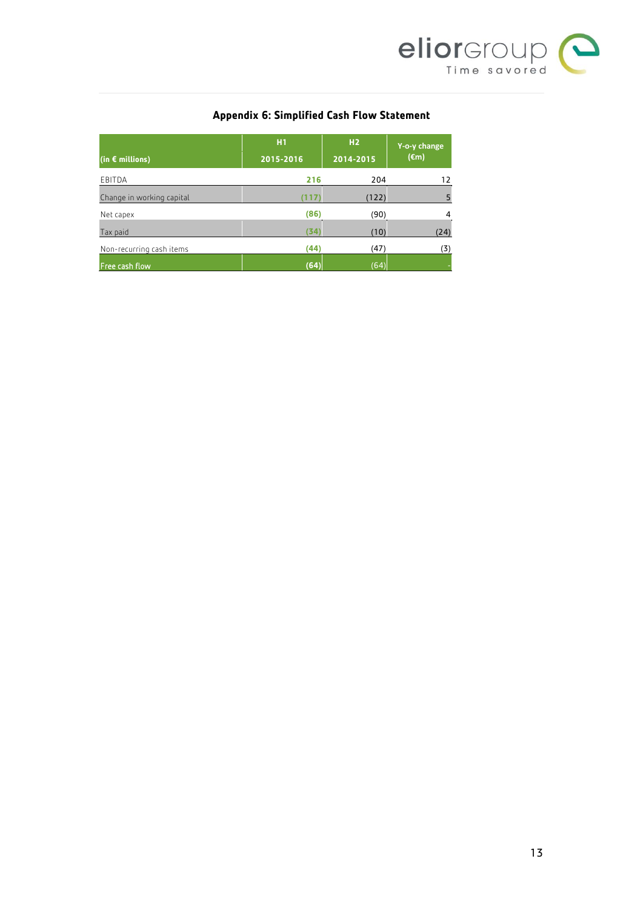## Appendix 6: Simplified Cash Flow Statement

| (in € millions) | H1 2015-2016 | H2 2014-2015 | Y-o-y change (€m) |
|---|---|---|---|
| EBITDA | **216** | 204 | 12 |
| Change in working capital | **(117)** | (122) | 5 |
| Net capex | **(86)** | (90) | 4 |
| Tax paid | **(34)** | (10) | (24) |
| Non-recurring cash items | **(44)** | (47) | (3) |
| Free cash flow | **(64)** | (64) | - |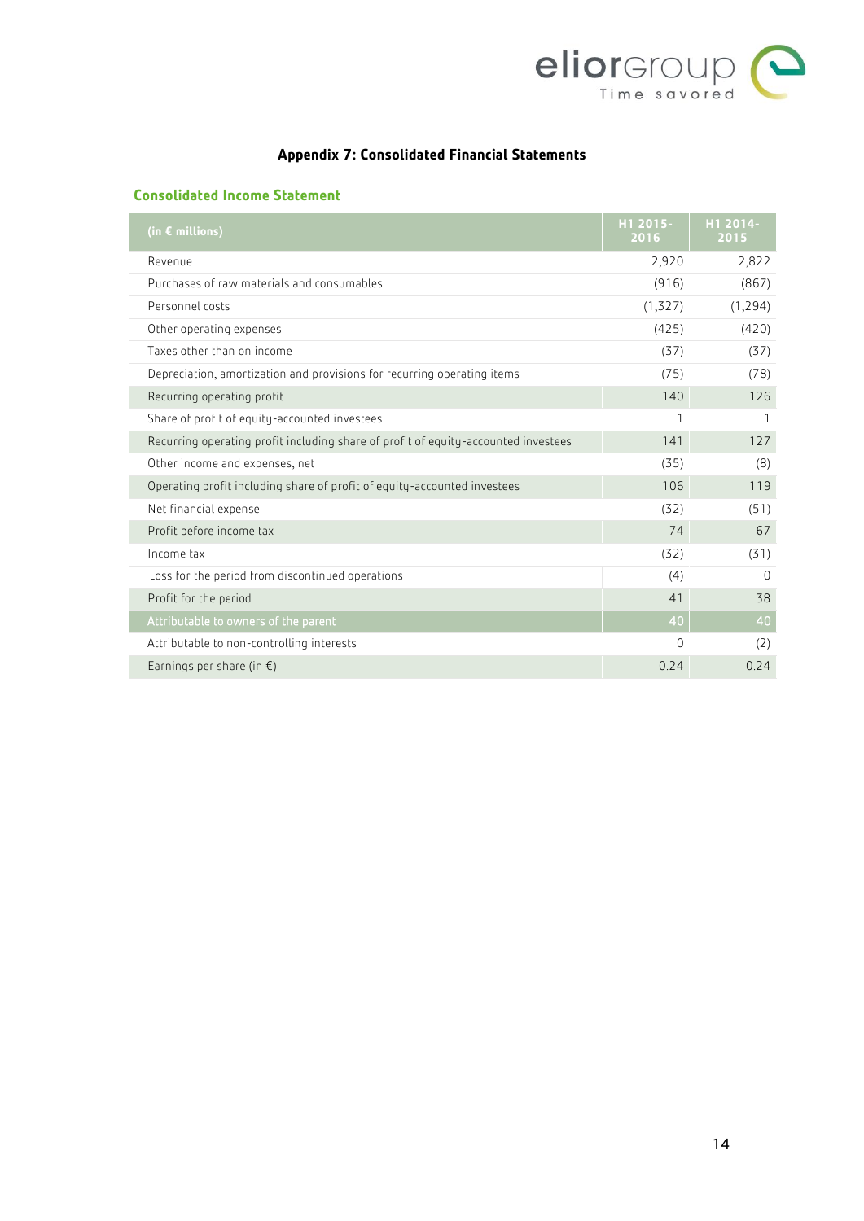## Appendix 7: Consolidated Financial Statements

### Consolidated Income Statement

| (in € millions) | H1 2015-2016 | H1 2014-2015 |
|---|---|---|
| Revenue | 2,920 | 2,822 |
| Purchases of raw materials and consumables | (916) | (867) |
| Personnel costs | (1,327) | (1,294) |
| Other operating expenses | (425) | (420) |
| Taxes other than on income | (37) | (37) |
| Depreciation, amortization and provisions for recurring operating items | (75) | (78) |
| Recurring operating profit | 140 | 126 |
| Share of profit of equity-accounted investees | 1 | 1 |
| Recurring operating profit including share of profit of equity-accounted investees | 141 | 127 |
| Other income and expenses, net | (35) | (8) |
| Operating profit including share of profit of equity-accounted investees | 106 | 119 |
| Net financial expense | (32) | (51) |
| Profit before income tax | 74 | 67 |
| Income tax | (32) | (31) |
| Loss for the period from discontinued operations | (4) | 0 |
| Profit for the period | 41 | 38 |
| Attributable to owners of the parent | 40 | 40 |
| Attributable to non-controlling interests | 0 | (2) |
| Earnings per share (in €) | 0.24 | 0.24 |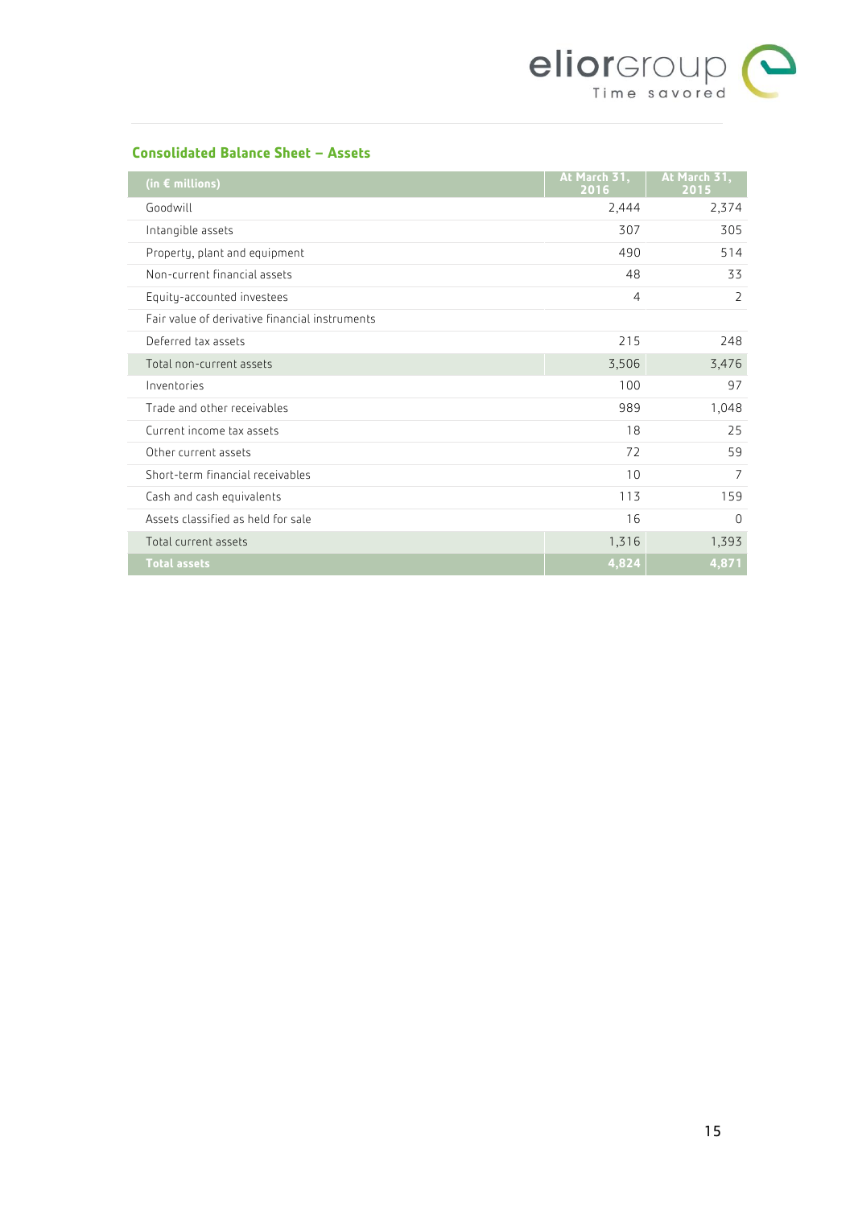## Consolidated Balance Sheet – Assets

| (in € millions) | At March 31, 2016 | At March 31, 2015 |
|---|---|---|
| Goodwill | 2,444 | 2,374 |
| Intangible assets | 307 | 305 |
| Property, plant and equipment | 490 | 514 |
| Non-current financial assets | 48 | 33 |
| Equity-accounted investees | 4 | 2 |
| Fair value of derivative financial instruments | | |
| Deferred tax assets | 215 | 248 |
| Total non-current assets | 3,506 | 3,476 |
| Inventories | 100 | 97 |
| Trade and other receivables | 989 | 1,048 |
| Current income tax assets | 18 | 25 |
| Other current assets | 72 | 59 |
| Short-term financial receivables | 10 | 7 |
| Cash and cash equivalents | 113 | 159 |
| Assets classified as held for sale | 16 | 0 |
| Total current assets | 1,316 | 1,393 |
| **Total assets** | **4,824** | **4,871** |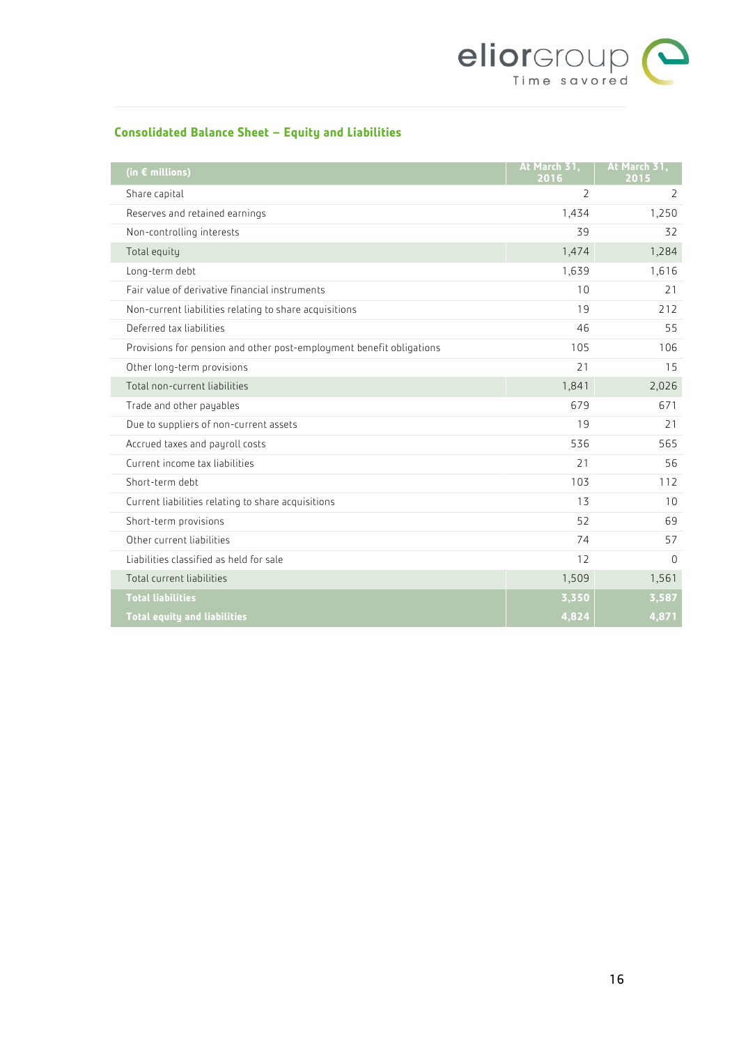## Consolidated Balance Sheet – Equity and Liabilities

| (in € millions) | At March 31, 2016 | At March 31, 2015 |
|---|---|---|
| Share capital | 2 | 2 |
| Reserves and retained earnings | 1,434 | 1,250 |
| Non-controlling interests | 39 | 32 |
| Total equity | 1,474 | 1,284 |
| Long-term debt | 1,639 | 1,616 |
| Fair value of derivative financial instruments | 10 | 21 |
| Non-current liabilities relating to share acquisitions | 19 | 212 |
| Deferred tax liabilities | 46 | 55 |
| Provisions for pension and other post-employment benefit obligations | 105 | 106 |
| Other long-term provisions | 21 | 15 |
| Total non-current liabilities | 1,841 | 2,026 |
| Trade and other payables | 679 | 671 |
| Due to suppliers of non-current assets | 19 | 21 |
| Accrued taxes and payroll costs | 536 | 565 |
| Current income tax liabilities | 21 | 56 |
| Short-term debt | 103 | 112 |
| Current liabilities relating to share acquisitions | 13 | 10 |
| Short-term provisions | 52 | 69 |
| Other current liabilities | 74 | 57 |
| Liabilities classified as held for sale | 12 | 0 |
| Total current liabilities | 1,509 | 1,561 |
| **Total liabilities** | **3,350** | **3,587** |
| **Total equity and liabilities** | **4,824** | **4,871** |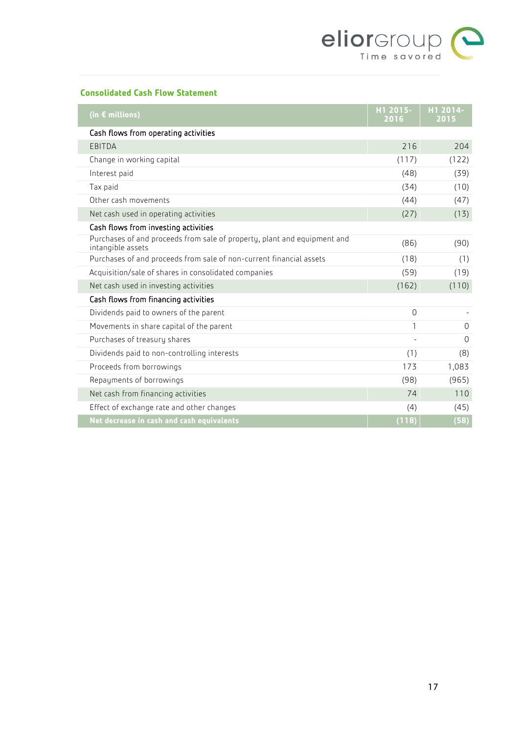## Consolidated Cash Flow Statement

| (in € millions) | H1 2015-2016 | H1 2014-2015 |
|---|---|---|
| Cash flows from operating activities | | |
| EBITDA | 216 | 204 |
| Change in working capital | (117) | (122) |
| Interest paid | (48) | (39) |
| Tax paid | (34) | (10) |
| Other cash movements | (44) | (47) |
| Net cash used in operating activities | (27) | (13) |
| Cash flows from investing activities | | |
| Purchases of and proceeds from sale of property, plant and equipment and intangible assets | (86) | (90) |
| Purchases of and proceeds from sale of non-current financial assets | (18) | (1) |
| Acquisition/sale of shares in consolidated companies | (59) | (19) |
| Net cash used in investing activities | (162) | (110) |
| Cash flows from financing activities | | |
| Dividends paid to owners of the parent | 0 | - |
| Movements in share capital of the parent | 1 | 0 |
| Purchases of treasury shares | - | 0 |
| Dividends paid to non-controlling interests | (1) | (8) |
| Proceeds from borrowings | 173 | 1,083 |
| Repayments of borrowings | (98) | (965) |
| Net cash from financing activities | 74 | 110 |
| Effect of exchange rate and other changes | (4) | (45) |
| **Net decrease in cash and cash equivalents** | **(118)** | **(58)** |